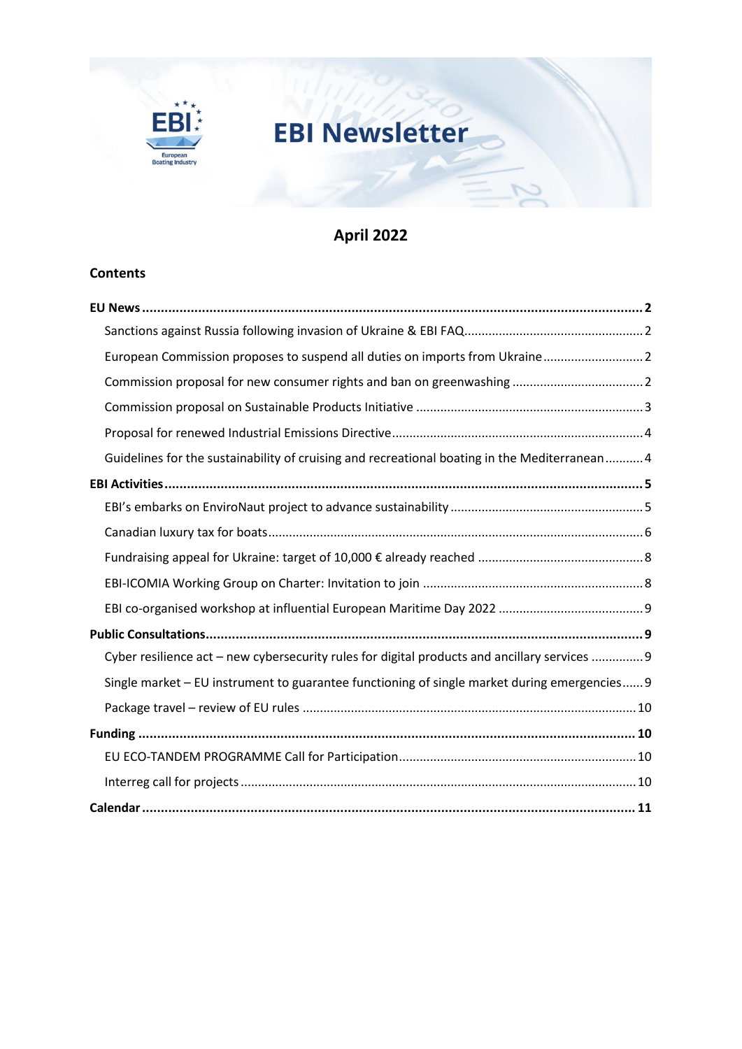# EBI Newsletter

## April 2022

### Contents

**EU News** ........ **2**

- Sanctions against Russia following invasion of Ukraine & EBI FAQ ........ 2
- European Commission proposes to suspend all duties on imports from Ukraine ........ 2
- Commission proposal for new consumer rights and ban on greenwashing ........ 2
- Commission proposal on Sustainable Products Initiative ........ 3
- Proposal for renewed Industrial Emissions Directive ........ 4
- Guidelines for the sustainability of cruising and recreational boating in the Mediterranean ........ 4

**EBI Activities** ........ **5**

- EBI's embarks on EnviroNaut project to advance sustainability ........ 5
- Canadian luxury tax for boats ........ 6
- Fundraising appeal for Ukraine: target of 10,000 € already reached ........ 8
- EBI-ICOMIA Working Group on Charter: Invitation to join ........ 8
- EBI co-organised workshop at influential European Maritime Day 2022 ........ 9

**Public Consultations** ........ **9**

- Cyber resilience act – new cybersecurity rules for digital products and ancillary services ........ 9
- Single market – EU instrument to guarantee functioning of single market during emergencies ........ 9
- Package travel – review of EU rules ........ 10

**Funding** ........ **10**

- EU ECO-TANDEM PROGRAMME Call for Participation ........ 10
- Interreg call for projects ........ 10

**Calendar** ........ **11**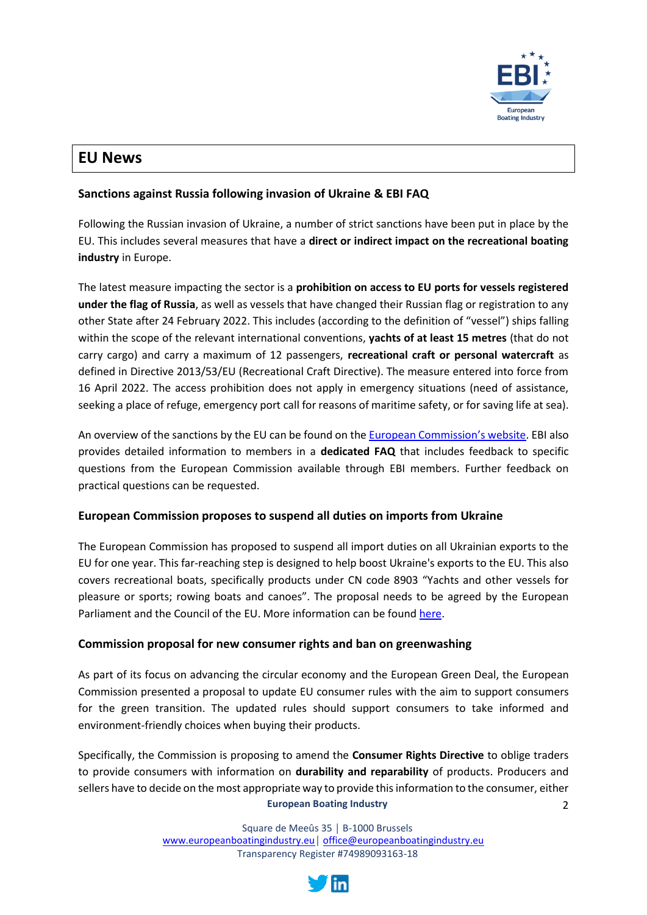# EU News

## Sanctions against Russia following invasion of Ukraine & EBI FAQ

Following the Russian invasion of Ukraine, a number of strict sanctions have been put in place by the EU. This includes several measures that have a **direct or indirect impact on the recreational boating industry** in Europe.

The latest measure impacting the sector is a **prohibition on access to EU ports for vessels registered under the flag of Russia**, as well as vessels that have changed their Russian flag or registration to any other State after 24 February 2022. This includes (according to the definition of "vessel") ships falling within the scope of the relevant international conventions, **yachts of at least 15 metres** (that do not carry cargo) and carry a maximum of 12 passengers, **recreational craft or personal watercraft** as defined in Directive 2013/53/EU (Recreational Craft Directive). The measure entered into force from 16 April 2022. The access prohibition does not apply in emergency situations (need of assistance, seeking a place of refuge, emergency port call for reasons of maritime safety, or for saving life at sea).

An overview of the sanctions by the EU can be found on the European Commission's website. EBI also provides detailed information to members in a **dedicated FAQ** that includes feedback to specific questions from the European Commission available through EBI members. Further feedback on practical questions can be requested.

## European Commission proposes to suspend all duties on imports from Ukraine

The European Commission has proposed to suspend all import duties on all Ukrainian exports to the EU for one year. This far-reaching step is designed to help boost Ukraine's exports to the EU. This also covers recreational boats, specifically products under CN code 8903 "Yachts and other vessels for pleasure or sports; rowing boats and canoes". The proposal needs to be agreed by the European Parliament and the Council of the EU. More information can be found here.

## Commission proposal for new consumer rights and ban on greenwashing

As part of its focus on advancing the circular economy and the European Green Deal, the European Commission presented a proposal to update EU consumer rules with the aim to support consumers for the green transition. The updated rules should support consumers to take informed and environment-friendly choices when buying their products.

Specifically, the Commission is proposing to amend the **Consumer Rights Directive** to oblige traders to provide consumers with information on **durability and reparability** of products. Producers and sellers have to decide on the most appropriate way to provide this information to the consumer, either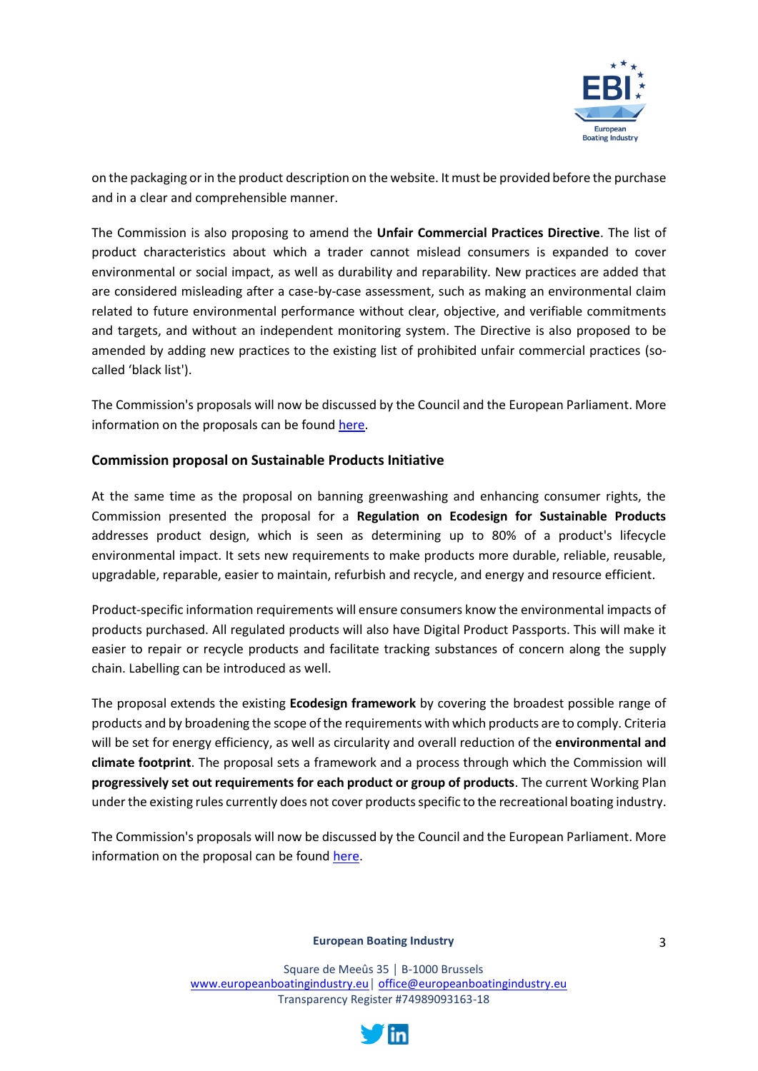on the packaging or in the product description on the website. It must be provided before the purchase and in a clear and comprehensible manner.

The Commission is also proposing to amend the **Unfair Commercial Practices Directive**. The list of product characteristics about which a trader cannot mislead consumers is expanded to cover environmental or social impact, as well as durability and reparability. New practices are added that are considered misleading after a case-by-case assessment, such as making an environmental claim related to future environmental performance without clear, objective, and verifiable commitments and targets, and without an independent monitoring system. The Directive is also proposed to be amended by adding new practices to the existing list of prohibited unfair commercial practices (so-called 'black list').

The Commission's proposals will now be discussed by the Council and the European Parliament. More information on the proposals can be found here.

### Commission proposal on Sustainable Products Initiative

At the same time as the proposal on banning greenwashing and enhancing consumer rights, the Commission presented the proposal for a **Regulation on Ecodesign for Sustainable Products** addresses product design, which is seen as determining up to 80% of a product's lifecycle environmental impact. It sets new requirements to make products more durable, reliable, reusable, upgradable, reparable, easier to maintain, refurbish and recycle, and energy and resource efficient.

Product-specific information requirements will ensure consumers know the environmental impacts of products purchased. All regulated products will also have Digital Product Passports. This will make it easier to repair or recycle products and facilitate tracking substances of concern along the supply chain. Labelling can be introduced as well.

The proposal extends the existing **Ecodesign framework** by covering the broadest possible range of products and by broadening the scope of the requirements with which products are to comply. Criteria will be set for energy efficiency, as well as circularity and overall reduction of the **environmental and climate footprint**. The proposal sets a framework and a process through which the Commission will **progressively set out requirements for each product or group of products**. The current Working Plan under the existing rules currently does not cover products specific to the recreational boating industry.

The Commission's proposals will now be discussed by the Council and the European Parliament. More information on the proposal can be found here.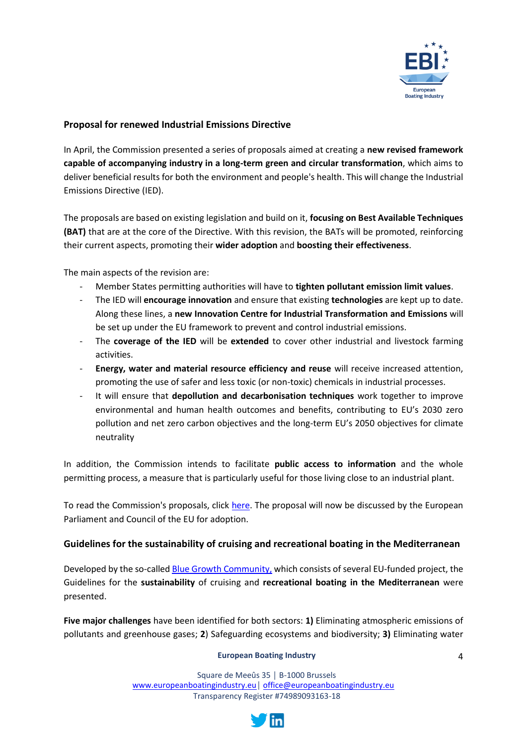## Proposal for renewed Industrial Emissions Directive

In April, the Commission presented a series of proposals aimed at creating a **new revised framework capable of accompanying industry in a long-term green and circular transformation**, which aims to deliver beneficial results for both the environment and people's health. This will change the Industrial Emissions Directive (IED).

The proposals are based on existing legislation and build on it, **focusing on Best Available Techniques (BAT)** that are at the core of the Directive. With this revision, the BATs will be promoted, reinforcing their current aspects, promoting their **wider adoption** and **boosting their effectiveness**.

The main aspects of the revision are:

- Member States permitting authorities will have to **tighten pollutant emission limit values**.
- The IED will **encourage innovation** and ensure that existing **technologies** are kept up to date. Along these lines, a **new Innovation Centre for Industrial Transformation and Emissions** will be set up under the EU framework to prevent and control industrial emissions.
- The **coverage of the IED** will be **extended** to cover other industrial and livestock farming activities.
- **Energy, water and material resource efficiency and reuse** will receive increased attention, promoting the use of safer and less toxic (or non-toxic) chemicals in industrial processes.
- It will ensure that **depollution and decarbonisation techniques** work together to improve environmental and human health outcomes and benefits, contributing to EU's 2030 zero pollution and net zero carbon objectives and the long-term EU's 2050 objectives for climate neutrality

In addition, the Commission intends to facilitate **public access to information** and the whole permitting process, a measure that is particularly useful for those living close to an industrial plant.

To read the Commission's proposals, click here. The proposal will now be discussed by the European Parliament and Council of the EU for adoption.

## Guidelines for the sustainability of cruising and recreational boating in the Mediterranean

Developed by the so-called Blue Growth Community, which consists of several EU-funded project, the Guidelines for the **sustainability** of cruising and **recreational boating in the Mediterranean** were presented.

**Five major challenges** have been identified for both sectors: **1)** Eliminating atmospheric emissions of pollutants and greenhouse gases; **2**) Safeguarding ecosystems and biodiversity; **3)** Eliminating water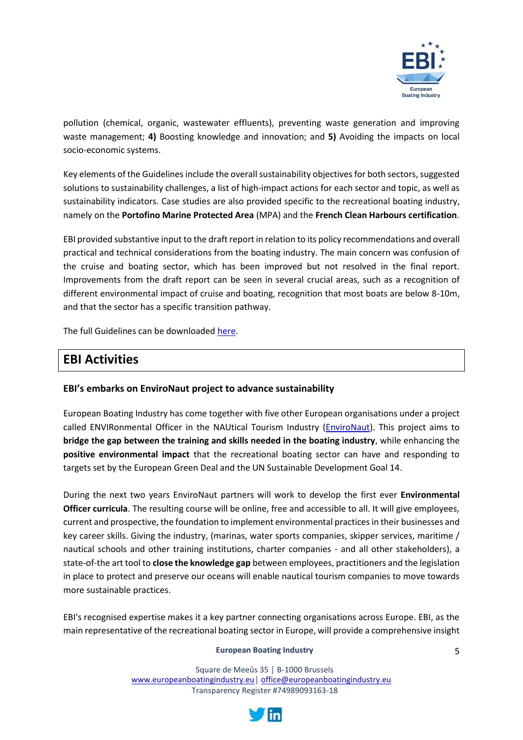pollution (chemical, organic, wastewater effluents), preventing waste generation and improving waste management; **4)** Boosting knowledge and innovation; and **5)** Avoiding the impacts on local socio-economic systems.

Key elements of the Guidelines include the overall sustainability objectives for both sectors, suggested solutions to sustainability challenges, a list of high-impact actions for each sector and topic, as well as sustainability indicators. Case studies are also provided specific to the recreational boating industry, namely on the **Portofino Marine Protected Area** (MPA) and the **French Clean Harbours certification**.

EBI provided substantive input to the draft report in relation to its policy recommendations and overall practical and technical considerations from the boating industry. The main concern was confusion of the cruise and boating sector, which has been improved but not resolved in the final report. Improvements from the draft report can be seen in several crucial areas, such as a recognition of different environmental impact of cruise and boating, recognition that most boats are below 8-10m, and that the sector has a specific transition pathway.

The full Guidelines can be downloaded here.

## EBI Activities

### EBI's embarks on EnviroNaut project to advance sustainability

European Boating Industry has come together with five other European organisations under a project called ENVIRonmental Officer in the NAUtical Tourism Industry (EnviroNaut). This project aims to **bridge the gap between the training and skills needed in the boating industry**, while enhancing the **positive environmental impact** that the recreational boating sector can have and responding to targets set by the European Green Deal and the UN Sustainable Development Goal 14.

During the next two years EnviroNaut partners will work to develop the first ever **Environmental Officer curricula**. The resulting course will be online, free and accessible to all. It will give employees, current and prospective, the foundation to implement environmental practices in their businesses and key career skills. Giving the industry, (marinas, water sports companies, skipper services, maritime / nautical schools and other training institutions, charter companies - and all other stakeholders), a state-of-the art tool to **close the knowledge gap** between employees, practitioners and the legislation in place to protect and preserve our oceans will enable nautical tourism companies to move towards more sustainable practices.

EBI's recognised expertise makes it a key partner connecting organisations across Europe. EBI, as the main representative of the recreational boating sector in Europe, will provide a comprehensive insight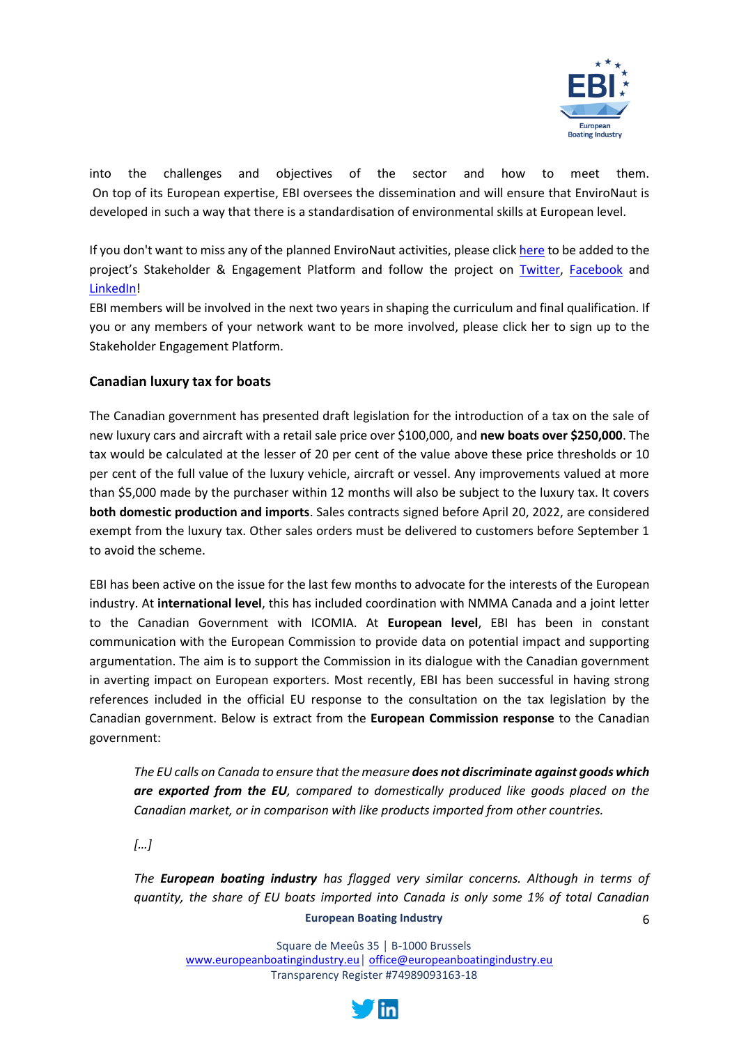into the challenges and objectives of the sector and how to meet them. On top of its European expertise, EBI oversees the dissemination and will ensure that EnviroNaut is developed in such a way that there is a standardisation of environmental skills at European level.

If you don't want to miss any of the planned EnviroNaut activities, please click here to be added to the project's Stakeholder & Engagement Platform and follow the project on Twitter, Facebook and LinkedIn!
EBI members will be involved in the next two years in shaping the curriculum and final qualification. If you or any members of your network want to be more involved, please click her to sign up to the Stakeholder Engagement Platform.

## Canadian luxury tax for boats

The Canadian government has presented draft legislation for the introduction of a tax on the sale of new luxury cars and aircraft with a retail sale price over $100,000, and **new boats over $250,000**. The tax would be calculated at the lesser of 20 per cent of the value above these price thresholds or 10 per cent of the full value of the luxury vehicle, aircraft or vessel. Any improvements valued at more than $5,000 made by the purchaser within 12 months will also be subject to the luxury tax. It covers **both domestic production and imports**. Sales contracts signed before April 20, 2022, are considered exempt from the luxury tax. Other sales orders must be delivered to customers before September 1 to avoid the scheme.

EBI has been active on the issue for the last few months to advocate for the interests of the European industry. At **international level**, this has included coordination with NMMA Canada and a joint letter to the Canadian Government with ICOMIA. At **European level**, EBI has been in constant communication with the European Commission to provide data on potential impact and supporting argumentation. The aim is to support the Commission in its dialogue with the Canadian government in averting impact on European exporters. Most recently, EBI has been successful in having strong references included in the official EU response to the consultation on the tax legislation by the Canadian government. Below is extract from the **European Commission response** to the Canadian government:

> *The EU calls on Canada to ensure that the measure **does not discriminate against goods which are exported from the EU**, compared to domestically produced like goods placed on the Canadian market, or in comparison with like products imported from other countries.*
>
> *[…]*
>
> *The **European boating industry** has flagged very similar concerns. Although in terms of quantity, the share of EU boats imported into Canada is only some 1% of total Canadian*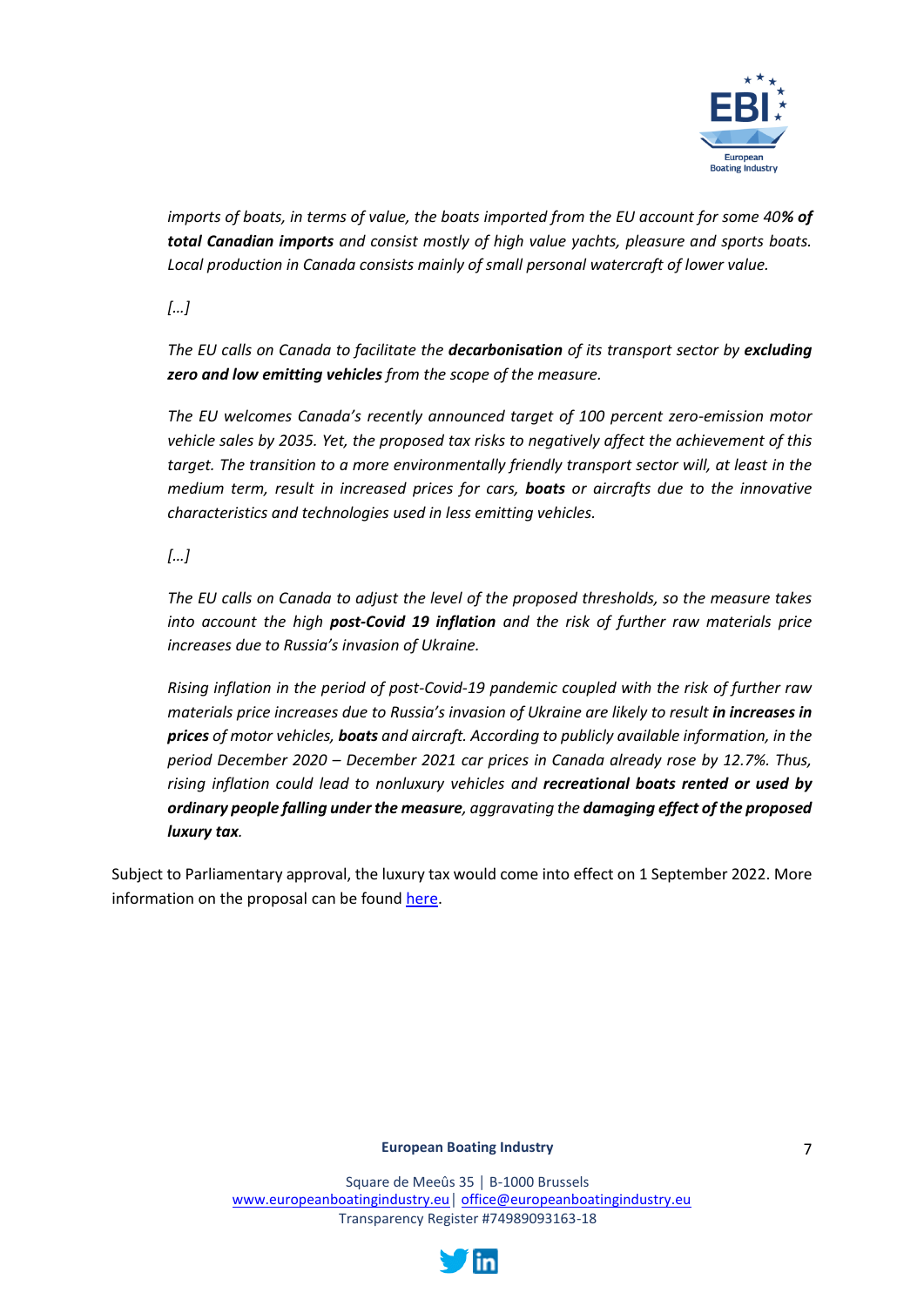*imports of boats, in terms of value, the boats imported from the EU account for some 40**% of total Canadian imports** and consist mostly of high value yachts, pleasure and sports boats. Local production in Canada consists mainly of small personal watercraft of lower value.*

*[…]*

*The EU calls on Canada to facilitate the **decarbonisation** of its transport sector by **excluding zero and low emitting vehicles** from the scope of the measure.*

*The EU welcomes Canada's recently announced target of 100 percent zero-emission motor vehicle sales by 2035. Yet, the proposed tax risks to negatively affect the achievement of this target. The transition to a more environmentally friendly transport sector will, at least in the medium term, result in increased prices for cars, **boats** or aircrafts due to the innovative characteristics and technologies used in less emitting vehicles.*

*[…]*

*The EU calls on Canada to adjust the level of the proposed thresholds, so the measure takes into account the high **post-Covid 19 inflation** and the risk of further raw materials price increases due to Russia's invasion of Ukraine.*

*Rising inflation in the period of post-Covid-19 pandemic coupled with the risk of further raw materials price increases due to Russia's invasion of Ukraine are likely to result **in increases in prices** of motor vehicles, **boats** and aircraft. According to publicly available information, in the period December 2020 – December 2021 car prices in Canada already rose by 12.7%. Thus, rising inflation could lead to nonluxury vehicles and **recreational boats rented or used by ordinary people falling under the measure**, aggravating the **damaging effect of the proposed luxury tax**.*

Subject to Parliamentary approval, the luxury tax would come into effect on 1 September 2022. More information on the proposal can be found here.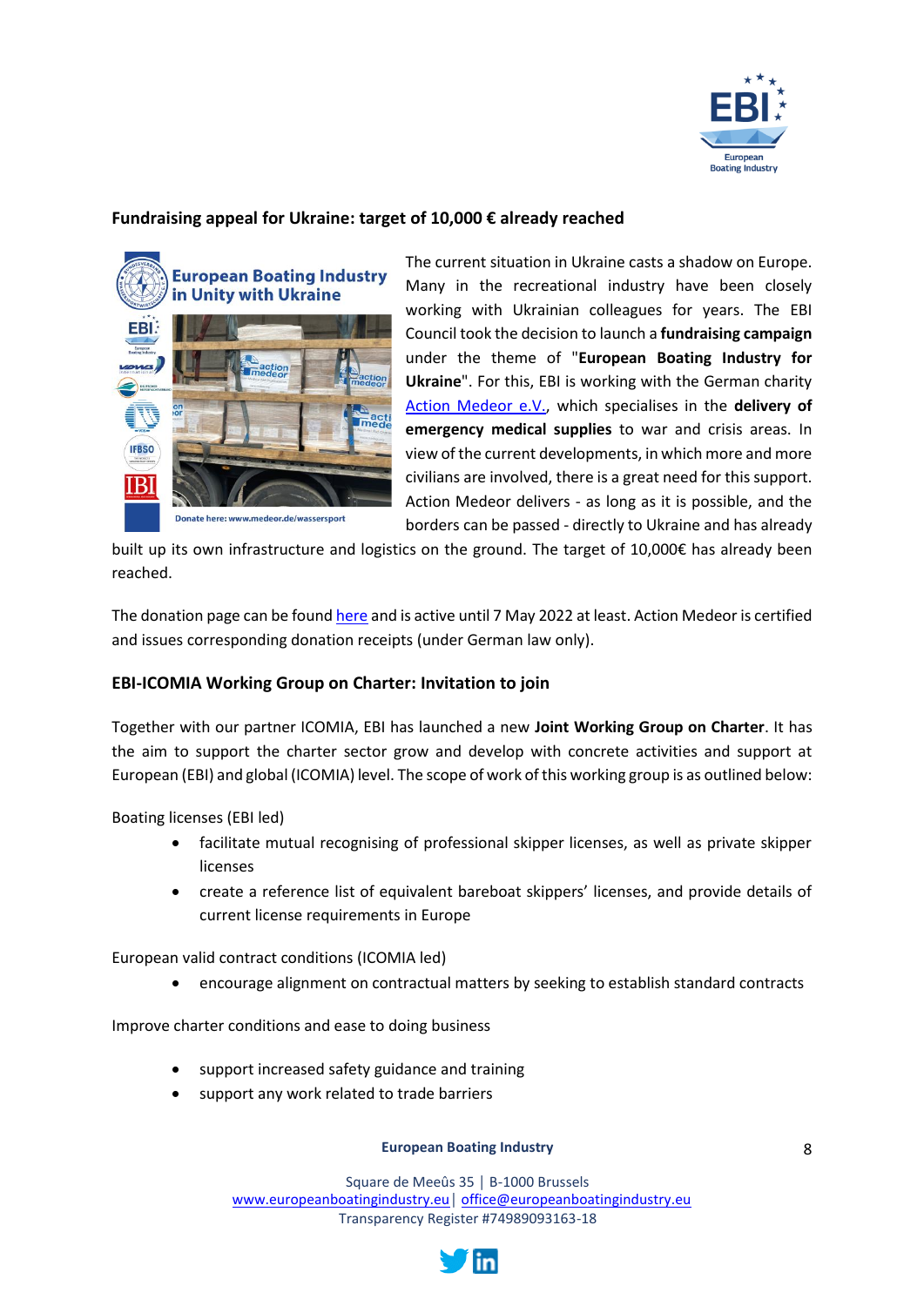## Fundraising appeal for Ukraine: target of 10,000 € already reached

The current situation in Ukraine casts a shadow on Europe. Many in the recreational industry have been closely working with Ukrainian colleagues for years. The EBI Council took the decision to launch a **fundraising campaign** under the theme of "**European Boating Industry for Ukraine**". For this, EBI is working with the German charity [Action Medeor e.V.](), which specialises in the **delivery of emergency medical supplies** to war and crisis areas. In view of the current developments, in which more and more civilians are involved, there is a great need for this support. Action Medeor delivers - as long as it is possible, and the borders can be passed - directly to Ukraine and has already built up its own infrastructure and logistics on the ground. The target of 10,000€ has already been reached.

The donation page can be found [here]() and is active until 7 May 2022 at least. Action Medeor is certified and issues corresponding donation receipts (under German law only).

## EBI-ICOMIA Working Group on Charter: Invitation to join

Together with our partner ICOMIA, EBI has launched a new **Joint Working Group on Charter**. It has the aim to support the charter sector grow and develop with concrete activities and support at European (EBI) and global (ICOMIA) level. The scope of work of this working group is as outlined below:

Boating licenses (EBI led)

- facilitate mutual recognising of professional skipper licenses, as well as private skipper licenses
- create a reference list of equivalent bareboat skippers' licenses, and provide details of current license requirements in Europe

European valid contract conditions (ICOMIA led)

- encourage alignment on contractual matters by seeking to establish standard contracts

Improve charter conditions and ease to doing business

- support increased safety guidance and training
- support any work related to trade barriers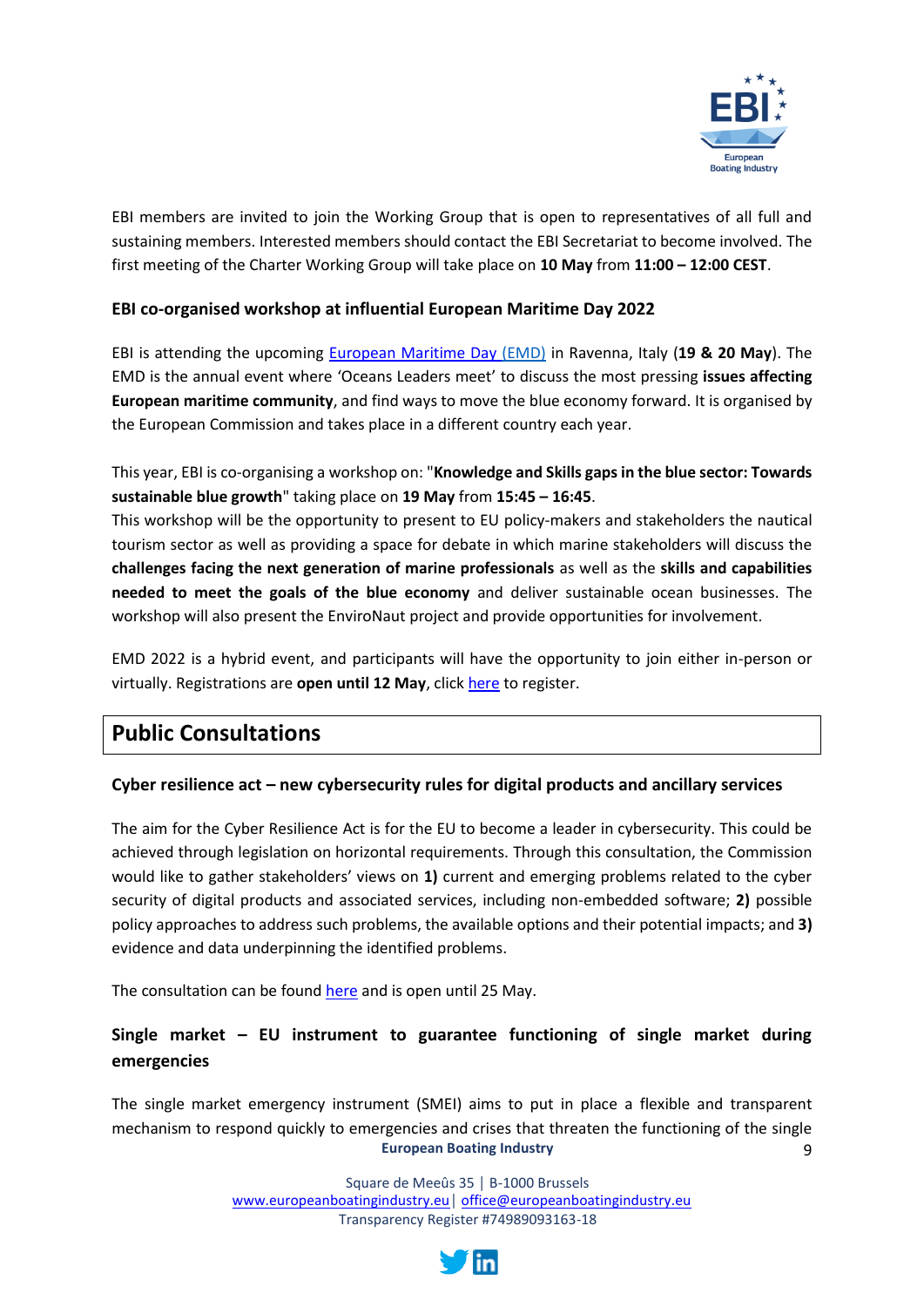EBI members are invited to join the Working Group that is open to representatives of all full and sustaining members. Interested members should contact the EBI Secretariat to become involved. The first meeting of the Charter Working Group will take place on **10 May** from **11:00 – 12:00 CEST**.

### EBI co-organised workshop at influential European Maritime Day 2022

EBI is attending the upcoming [European Maritime Day (EMD)]() in Ravenna, Italy (**19 & 20 May**). The EMD is the annual event where 'Oceans Leaders meet' to discuss the most pressing **issues affecting European maritime community**, and find ways to move the blue economy forward. It is organised by the European Commission and takes place in a different country each year.

This year, EBI is co-organising a workshop on: "**Knowledge and Skills gaps in the blue sector: Towards sustainable blue growth**" taking place on **19 May** from **15:45 – 16:45**.
This workshop will be the opportunity to present to EU policy-makers and stakeholders the nautical tourism sector as well as providing a space for debate in which marine stakeholders will discuss the **challenges facing the next generation of marine professionals** as well as the **skills and capabilities needed to meet the goals of the blue economy** and deliver sustainable ocean businesses. The workshop will also present the EnviroNaut project and provide opportunities for involvement.

EMD 2022 is a hybrid event, and participants will have the opportunity to join either in-person or virtually. Registrations are **open until 12 May**, click [here]() to register.

## Public Consultations

### Cyber resilience act – new cybersecurity rules for digital products and ancillary services

The aim for the Cyber Resilience Act is for the EU to become a leader in cybersecurity. This could be achieved through legislation on horizontal requirements. Through this consultation, the Commission would like to gather stakeholders' views on **1)** current and emerging problems related to the cyber security of digital products and associated services, including non-embedded software; **2)** possible policy approaches to address such problems, the available options and their potential impacts; and **3)** evidence and data underpinning the identified problems.

The consultation can be found [here]() and is open until 25 May.

### Single market – EU instrument to guarantee functioning of single market during emergencies

The single market emergency instrument (SMEI) aims to put in place a flexible and transparent mechanism to respond quickly to emergencies and crises that threaten the functioning of the single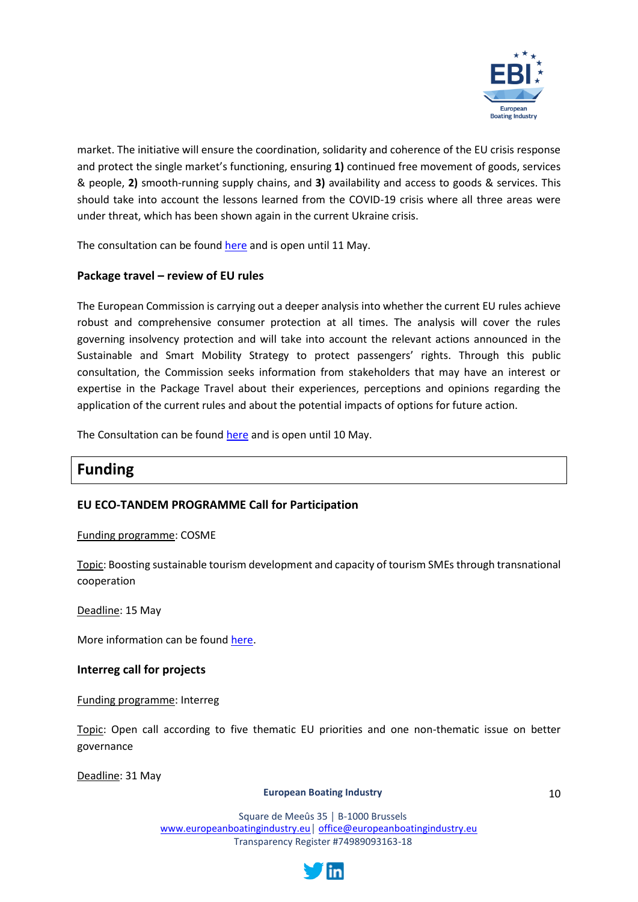market. The initiative will ensure the coordination, solidarity and coherence of the EU crisis response and protect the single market's functioning, ensuring **1)** continued free movement of goods, services & people, **2)** smooth-running supply chains, and **3)** availability and access to goods & services. This should take into account the lessons learned from the COVID-19 crisis where all three areas were under threat, which has been shown again in the current Ukraine crisis.

The consultation can be found here and is open until 11 May.

### Package travel – review of EU rules

The European Commission is carrying out a deeper analysis into whether the current EU rules achieve robust and comprehensive consumer protection at all times. The analysis will cover the rules governing insolvency protection and will take into account the relevant actions announced in the Sustainable and Smart Mobility Strategy to protect passengers' rights. Through this public consultation, the Commission seeks information from stakeholders that may have an interest or expertise in the Package Travel about their experiences, perceptions and opinions regarding the application of the current rules and about the potential impacts of options for future action.

The Consultation can be found here and is open until 10 May.

## Funding

### EU ECO-TANDEM PROGRAMME Call for Participation

Funding programme: COSME

Topic: Boosting sustainable tourism development and capacity of tourism SMEs through transnational cooperation

Deadline: 15 May

More information can be found here.

### Interreg call for projects

Funding programme: Interreg

Topic: Open call according to five thematic EU priorities and one non-thematic issue on better governance

Deadline: 31 May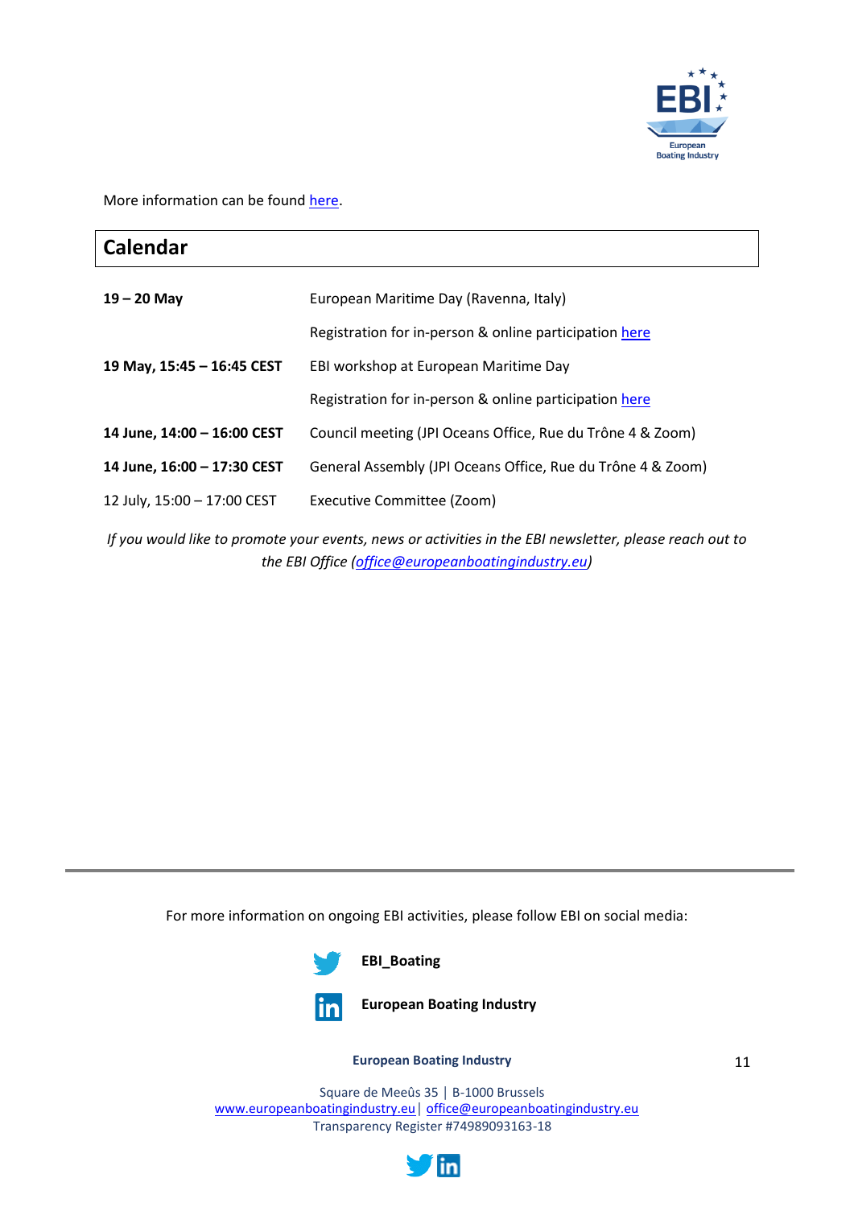More information can be found here.

## Calendar

| | |
|---|---|
| **19 – 20 May** | European Maritime Day (Ravenna, Italy) |
| | Registration for in-person & online participation here |
| **19 May, 15:45 – 16:45 CEST** | EBI workshop at European Maritime Day |
| | Registration for in-person & online participation here |
| **14 June, 14:00 – 16:00 CEST** | Council meeting (JPI Oceans Office, Rue du Trône 4 & Zoom) |
| **14 June, 16:00 – 17:30 CEST** | General Assembly (JPI Oceans Office, Rue du Trône 4 & Zoom) |
| 12 July, 15:00 – 17:00 CEST | Executive Committee (Zoom) |

*If you would like to promote your events, news or activities in the EBI newsletter, please reach out to the EBI Office (office@europeanboatingindustry.eu)*

---

For more information on ongoing EBI activities, please follow EBI on social media:

**EBI_Boating**

**European Boating Industry**

**European Boating Industry**

Square de Meeûs 35 | B-1000 Brussels
www.europeanboatingindustry.eu | office@europeanboatingindustry.eu
Transparency Register #74989093163-18